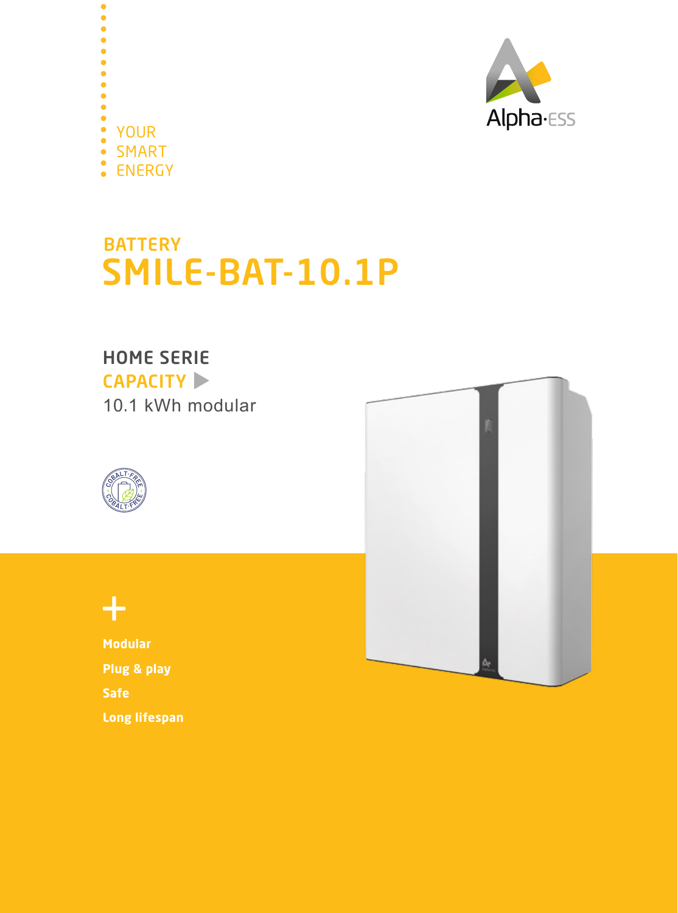YOUR
SMART
ENERGY

Alpha·ESS

## BATTERY

# SMILE-BAT-10.1P

### HOME SERIE

**CAPACITY**

10.1 kWh modular

COBALT-FREE

+

**Modular**

**Plug & play**

**Safe**

**Long lifespan**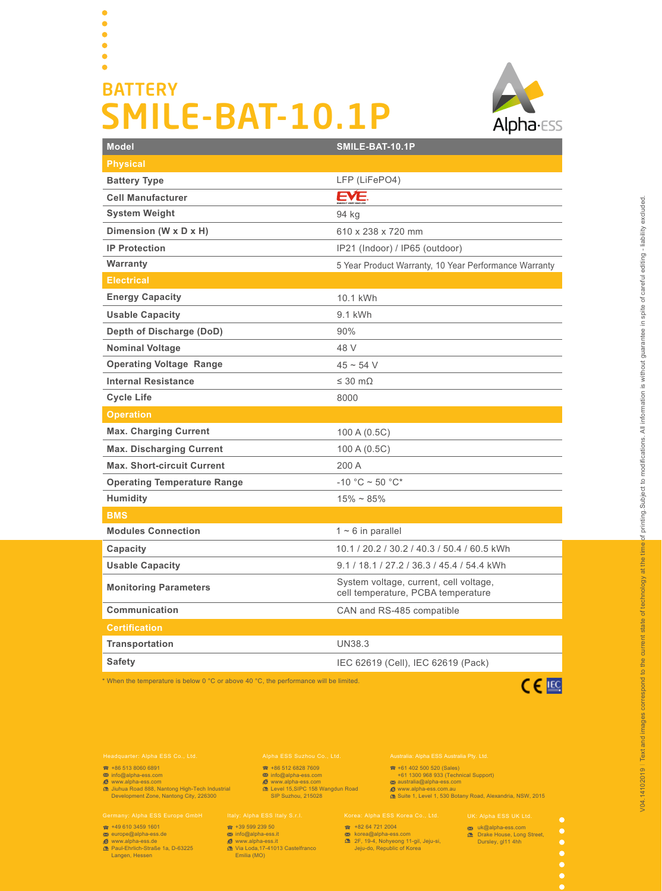# BATTERY
# SMILE-BAT-10.1P

Alpha·ESS

| Model | SMILE-BAT-10.1P |
|---|---|
| **Physical** | |
| Battery Type | LFP (LiFePO4) |
| Cell Manufacturer | EVE |
| System Weight | 94 kg |
| Dimension (W x D x H) | 610 x 238 x 720 mm |
| IP Protection | IP21 (Indoor) / IP65 (outdoor) |
| Warranty | 5 Year Product Warranty, 10 Year Performance Warranty |
| **Electrical** | |
| Energy Capacity | 10.1 kWh |
| Usable Capacity | 9.1 kWh |
| Depth of Discharge (DoD) | 90% |
| Nominal Voltage | 48 V |
| Operating Voltage Range | 45 ~ 54 V |
| Internal Resistance | ≤ 30 mΩ |
| Cycle Life | 8000 |
| **Operation** | |
| Max. Charging Current | 100 A (0.5C) |
| Max. Discharging Current | 100 A (0.5C) |
| Max. Short-circuit Current | 200 A |
| Operating Temperature Range | -10 °C ~ 50 °C* |
| Humidity | 15% ~ 85% |
| **BMS** | |
| Modules Connection | 1 ~ 6 in parallel |
| Capacity | 10.1 / 20.2 / 30.2 / 40.3 / 50.4 / 60.5 kWh |
| Usable Capacity | 9.1 / 18.1 / 27.2 / 36.3 / 45.4 / 54.4 kWh |
| Monitoring Parameters | System voltage, current, cell voltage, cell temperature, PCBA temperature |
| Communication | CAN and RS-485 compatible |
| **Certification** | |
| Transportation | UN38.3 |
| Safety | IEC 62619 (Cell), IEC 62619 (Pack) |

* When the temperature is below 0 °C or above 40 °C, the performance will be limited.

CE IEC

V04_14102019 Text and images correspond to the current state of technology at the time of printing. Subject to modifications. All information is without guarantee in spite of careful editing - liability excluded.

**Headquarter: Alpha ESS Co., Ltd.**
+86 513 8060 6891
info@alpha-ess.com
www.alpha-ess.com
Jiuhua Road 888, Nantong High-Tech Industrial Development Zone, Nantong City, 226300

**Alpha ESS Suzhou Co., Ltd.**
+86 512 6828 7609
info@alpha-ess.com
www.alpha-ess.com
Level 15,SIPC 158 Wangdun Road SIP Suzhou, 215028

**Australia: Alpha ESS Australia Pty. Ltd.**
+61 402 500 520 (Sales)
+61 1300 968 933 (Technical Support)
australia@alpha-ess.com
www.alpha-ess.com.au
Suite 1, Level 1, 530 Botany Road, Alexandria, NSW, 2015

**Germany: Alpha ESS Europe GmbH**
+49 610 3459 1601
europe@alpha-ess.de
www.alpha-ess.de
Paul-Ehrlich-Straße 1a, D-63225 Langen, Hessen

**Italy: Alpha ESS Italy S.r.l.**
+39 599 239 50
info@alpha-ess.it
www.alpha-ess.it
Via Loda,17-41013 Castelfranco Emilia (MO)

**Korea: Alpha ESS Korea Co., Ltd.**
+82 64 721 2004
korea@alpha-ess.com
2F, 19-4, Nohyeong 11-gil, Jeju-si, Jeju-do, Republic of Korea

**UK: Alpha ESS UK Ltd.**
uk@alpha-ess.com
Drake House, Long Street, Dursley, gl11 4hh